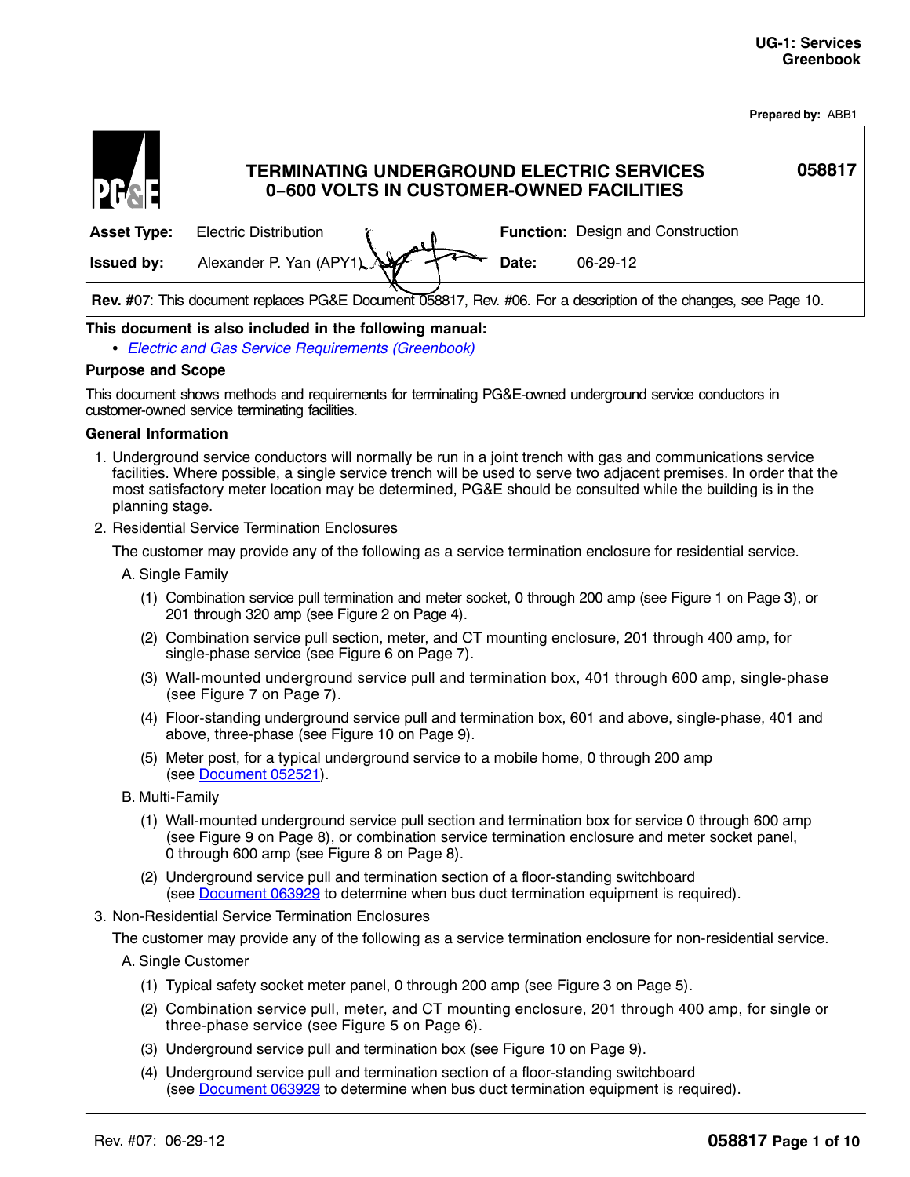Prepared by: ABB1

# TERMINATING UNDERGROUND ELECTRIC SERVICES 0–600 VOLTS IN CUSTOMER-OWNED FACILITIES

058817

| | | | |
|---|---|---|---|
| **Asset Type:** | Electric Distribution | **Function:** | Design and Construction |
| **Issued by:** | Alexander P. Yan (APY1) | **Date:** | 06-29-12 |

**Rev. #**07: This document replaces PG&E Document 058817, Rev. #06. For a description of the changes, see Page 10.

**This document is also included in the following manual:**

- *Electric and Gas Service Requirements (Greenbook)*

## Purpose and Scope

This document shows methods and requirements for terminating PG&E-owned underground service conductors in customer-owned service terminating facilities.

## General Information

1. Underground service conductors will normally be run in a joint trench with gas and communications service facilities. Where possible, a single service trench will be used to serve two adjacent premises. In order that the most satisfactory meter location may be determined, PG&E should be consulted while the building is in the planning stage.
2. Residential Service Termination Enclosures

   The customer may provide any of the following as a service termination enclosure for residential service.

   A. Single Family

   (1) Combination service pull termination and meter socket, 0 through 200 amp (see Figure 1 on Page 3), or 201 through 320 amp (see Figure 2 on Page 4).

   (2) Combination service pull section, meter, and CT mounting enclosure, 201 through 400 amp, for single-phase service (see Figure 6 on Page 7).

   (3) Wall-mounted underground service pull and termination box, 401 through 600 amp, single-phase (see Figure 7 on Page 7).

   (4) Floor-standing underground service pull and termination box, 601 and above, single-phase, 401 and above, three-phase (see Figure 10 on Page 9).

   (5) Meter post, for a typical underground service to a mobile home, 0 through 200 amp (see Document 052521).

   B. Multi-Family

   (1) Wall-mounted underground service pull section and termination box for service 0 through 600 amp (see Figure 9 on Page 8), or combination service termination enclosure and meter socket panel, 0 through 600 amp (see Figure 8 on Page 8).

   (2) Underground service pull and termination section of a floor-standing switchboard (see Document 063929 to determine when bus duct termination equipment is required).

3. Non-Residential Service Termination Enclosures

   The customer may provide any of the following as a service termination enclosure for non-residential service.

   A. Single Customer

   (1) Typical safety socket meter panel, 0 through 200 amp (see Figure 3 on Page 5).

   (2) Combination service pull, meter, and CT mounting enclosure, 201 through 400 amp, for single or three-phase service (see Figure 5 on Page 6).

   (3) Underground service pull and termination box (see Figure 10 on Page 9).

   (4) Underground service pull and termination section of a floor-standing switchboard (see Document 063929 to determine when bus duct termination equipment is required).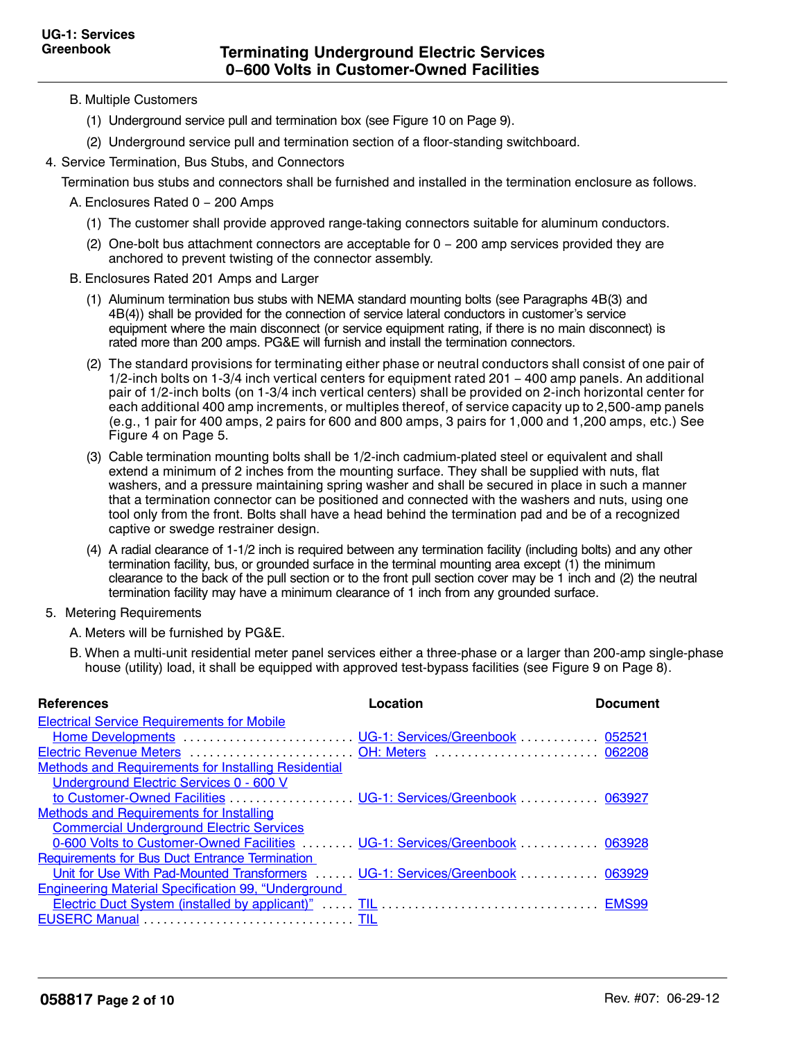B. Multiple Customers

(1) Underground service pull and termination box (see Figure 10 on Page 9).

(2) Underground service pull and termination section of a floor-standing switchboard.

4. Service Termination, Bus Stubs, and Connectors

Termination bus stubs and connectors shall be furnished and installed in the termination enclosure as follows.

A. Enclosures Rated 0 – 200 Amps

(1) The customer shall provide approved range-taking connectors suitable for aluminum conductors.

(2) One-bolt bus attachment connectors are acceptable for 0 – 200 amp services provided they are anchored to prevent twisting of the connector assembly.

B. Enclosures Rated 201 Amps and Larger

(1) Aluminum termination bus stubs with NEMA standard mounting bolts (see Paragraphs 4B(3) and 4B(4)) shall be provided for the connection of service lateral conductors in customer's service equipment where the main disconnect (or service equipment rating, if there is no main disconnect) is rated more than 200 amps. PG&E will furnish and install the termination connectors.

(2) The standard provisions for terminating either phase or neutral conductors shall consist of one pair of 1/2-inch bolts on 1-3/4 inch vertical centers for equipment rated 201 – 400 amp panels. An additional pair of 1/2-inch bolts (on 1-3/4 inch vertical centers) shall be provided on 2-inch horizontal center for each additional 400 amp increments, or multiples thereof, of service capacity up to 2,500-amp panels (e.g., 1 pair for 400 amps, 2 pairs for 600 and 800 amps, 3 pairs for 1,000 and 1,200 amps, etc.) See Figure 4 on Page 5.

(3) Cable termination mounting bolts shall be 1/2-inch cadmium-plated steel or equivalent and shall extend a minimum of 2 inches from the mounting surface. They shall be supplied with nuts, flat washers, and a pressure maintaining spring washer and shall be secured in place in such a manner that a termination connector can be positioned and connected with the washers and nuts, using one tool only from the front. Bolts shall have a head behind the termination pad and be of a recognized captive or swedge restrainer design.

(4) A radial clearance of 1-1/2 inch is required between any termination facility (including bolts) and any other termination facility, bus, or grounded surface in the terminal mounting area except (1) the minimum clearance to the back of the pull section or to the front pull section cover may be 1 inch and (2) the neutral termination facility may have a minimum clearance of 1 inch from any grounded surface.

5. Metering Requirements

A. Meters will be furnished by PG&E.

B. When a multi-unit residential meter panel services either a three-phase or a larger than 200-amp single-phase house (utility) load, it shall be equipped with approved test-bypass facilities (see Figure 9 on Page 8).

| References | Location | Document |
| --- | --- | --- |
| Electrical Service Requirements for Mobile Home Developments | UG-1: Services/Greenbook | 052521 |
| Electric Revenue Meters | OH: Meters | 062208 |
| Methods and Requirements for Installing Residential Underground Electric Services 0 - 600 V to Customer-Owned Facilities | UG-1: Services/Greenbook | 063927 |
| Methods and Requirements for Installing Commercial Underground Electric Services 0-600 Volts to Customer-Owned Facilities | UG-1: Services/Greenbook | 063928 |
| Requirements for Bus Duct Entrance Termination Unit for Use With Pad-Mounted Transformers | UG-1: Services/Greenbook | 063929 |
| Engineering Material Specification 99, "Underground Electric Duct System (installed by applicant)" | TIL | EMS99 |
| EUSERC Manual | TIL | |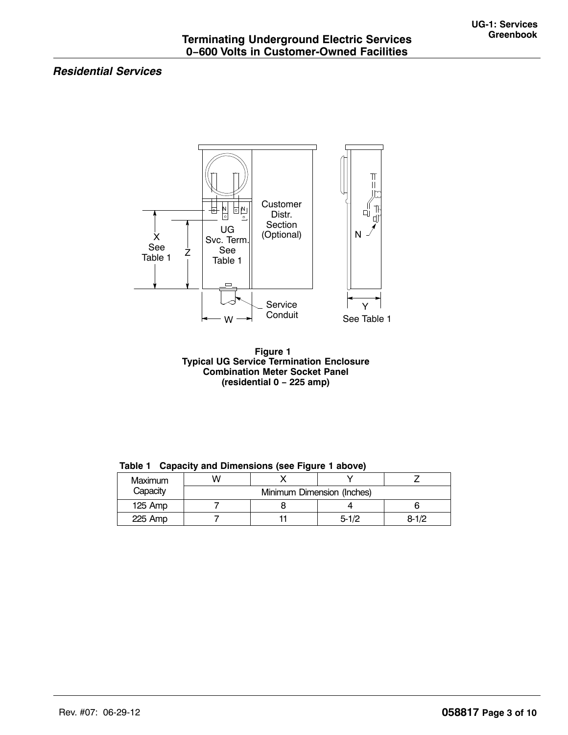## *Residential Services*

**Figure 1**
**Typical UG Service Termination Enclosure**
**Combination Meter Socket Panel**
**(residential 0 – 225 amp)**

**Table 1 Capacity and Dimensions (see Figure 1 above)**

| Maximum Capacity | W | X | Y | Z |
|---|---|---|---|---|
| | Minimum Dimension (Inches) | | | |
| 125 Amp | 7 | 8 | 4 | 6 |
| 225 Amp | 7 | 11 | 5-1/2 | 8-1/2 |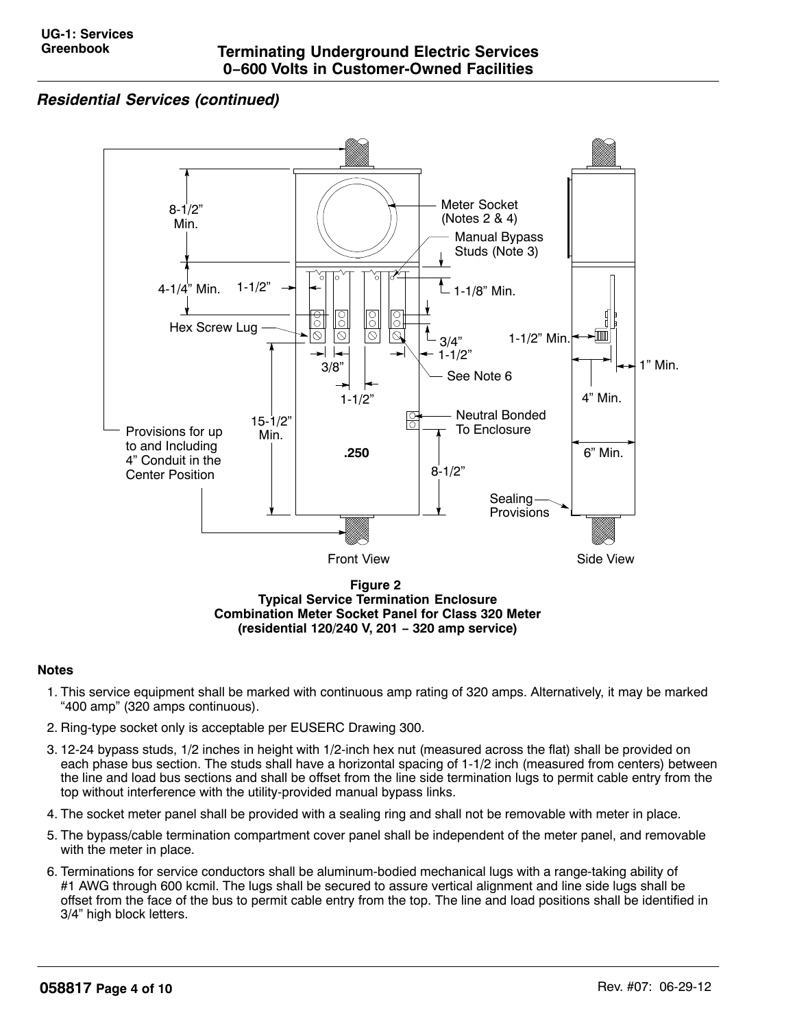## *Residential Services (continued)*

**Figure 2**
**Typical Service Termination Enclosure**
**Combination Meter Socket Panel for Class 320 Meter**
**(residential 120/240 V, 201 – 320 amp service)**

#### Notes

1. This service equipment shall be marked with continuous amp rating of 320 amps. Alternatively, it may be marked "400 amp" (320 amps continuous).
2. Ring-type socket only is acceptable per EUSERC Drawing 300.
3. 12-24 bypass studs, 1/2 inches in height with 1/2-inch hex nut (measured across the flat) shall be provided on each phase bus section. The studs shall have a horizontal spacing of 1-1/2 inch (measured from centers) between the line and load bus sections and shall be offset from the line side termination lugs to permit cable entry from the top without interference with the utility-provided manual bypass links.
4. The socket meter panel shall be provided with a sealing ring and shall not be removable with meter in place.
5. The bypass/cable termination compartment cover panel shall be independent of the meter panel, and removable with the meter in place.
6. Terminations for service conductors shall be aluminum-bodied mechanical lugs with a range-taking ability of #1 AWG through 600 kcmil. The lugs shall be secured to assure vertical alignment and line side lugs shall be offset from the face of the bus to permit cable entry from the top. The line and load positions shall be identified in 3/4" high block letters.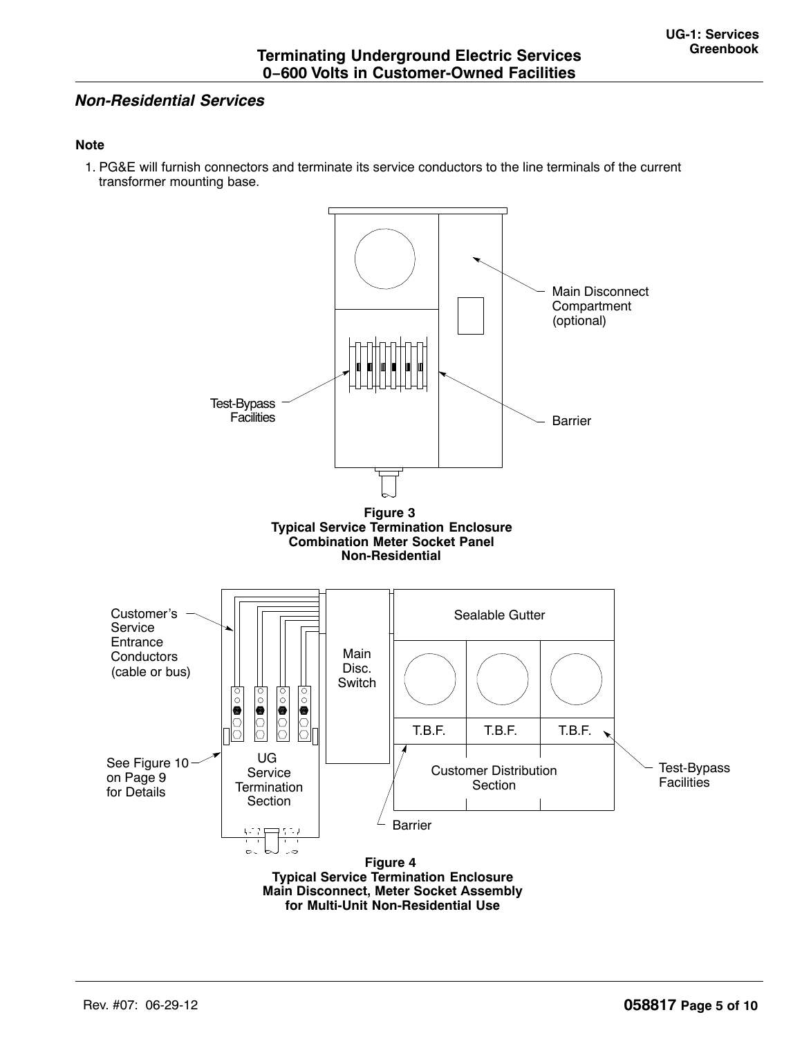## *Non-Residential Services*

**Note**

1. PG&E will furnish connectors and terminate its service conductors to the line terminals of the current transformer mounting base.

Main Disconnect Compartment (optional)

Test-Bypass Facilities

Barrier

**Figure 3**
**Typical Service Termination Enclosure**
**Combination Meter Socket Panel**
**Non-Residential**

Customer's Service Entrance Conductors (cable or bus)

Main Disc. Switch

Sealable Gutter

T.B.F. T.B.F. T.B.F.

See Figure 10 on Page 9 for Details

UG Service Termination Section

Customer Distribution Section

Test-Bypass Facilities

Barrier

**Figure 4**
**Typical Service Termination Enclosure**
**Main Disconnect, Meter Socket Assembly**
**for Multi-Unit Non-Residential Use**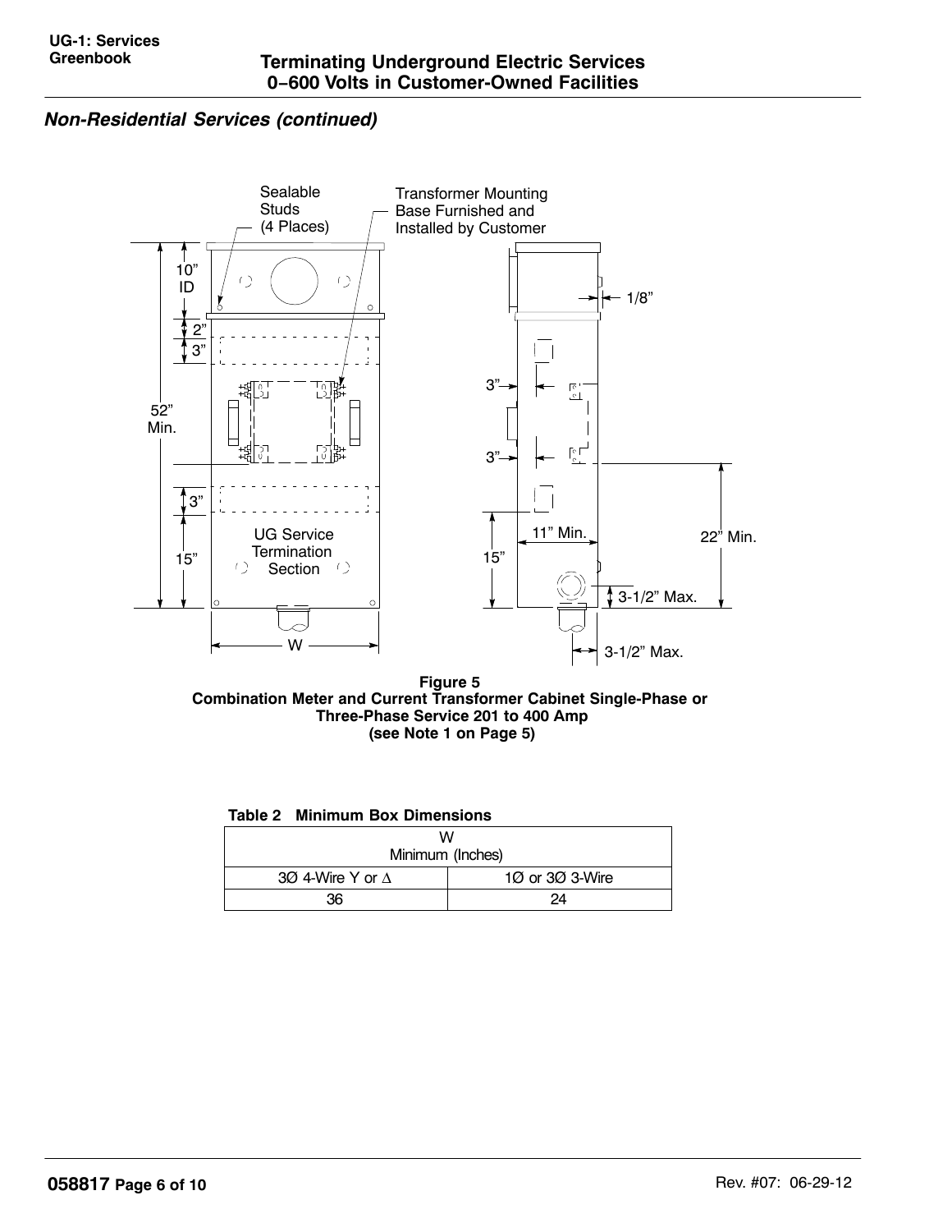## *Non-Residential Services (continued)*

**Figure 5**
**Combination Meter and Current Transformer Cabinet Single-Phase or Three-Phase Service 201 to 400 Amp**
**(see Note 1 on Page 5)**

**Table 2 Minimum Box Dimensions**

| W Minimum (Inches) | |
|---|---|
| 3Ø 4-Wire Y or Δ | 1Ø or 3Ø 3-Wire |
| 36 | 24 |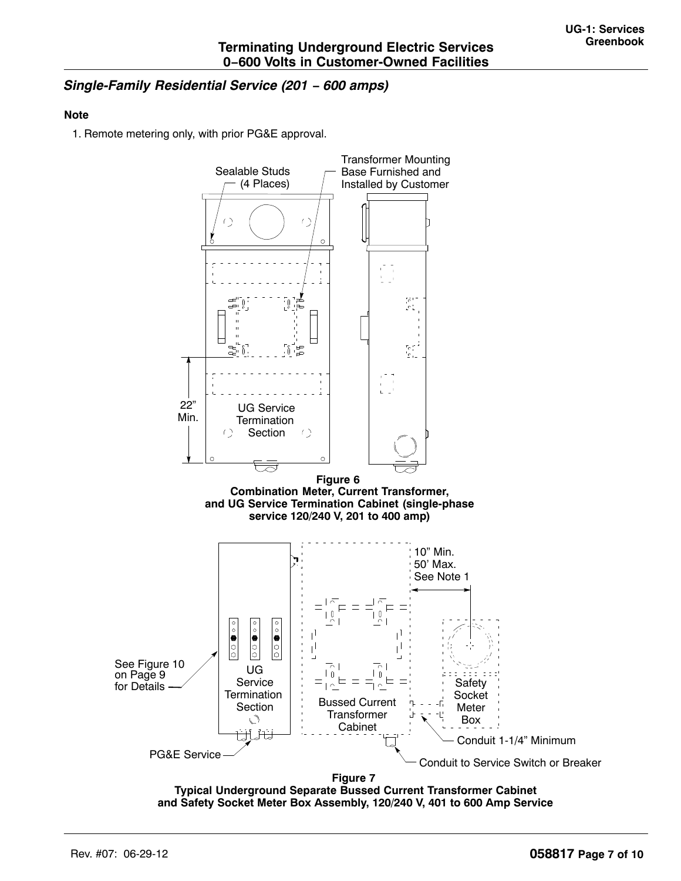## *Single-Family Residential Service (201 – 600 amps)*

**Note**

1. Remote metering only, with prior PG&E approval.

Sealable Studs (4 Places)

Transformer Mounting Base Furnished and Installed by Customer

22" Min.

UG Service Termination Section

**Figure 6**
**Combination Meter, Current Transformer, and UG Service Termination Cabinet (single-phase service 120/240 V, 201 to 400 amp)**

10" Min.
50' Max.
See Note 1

See Figure 10 on Page 9 for Details

UG Service Termination Section

Bussed Current Transformer Cabinet

Safety Socket Meter Box

Conduit 1-1/4" Minimum

PG&E Service

Conduit to Service Switch or Breaker

**Figure 7**
**Typical Underground Separate Bussed Current Transformer Cabinet and Safety Socket Meter Box Assembly, 120/240 V, 401 to 600 Amp Service**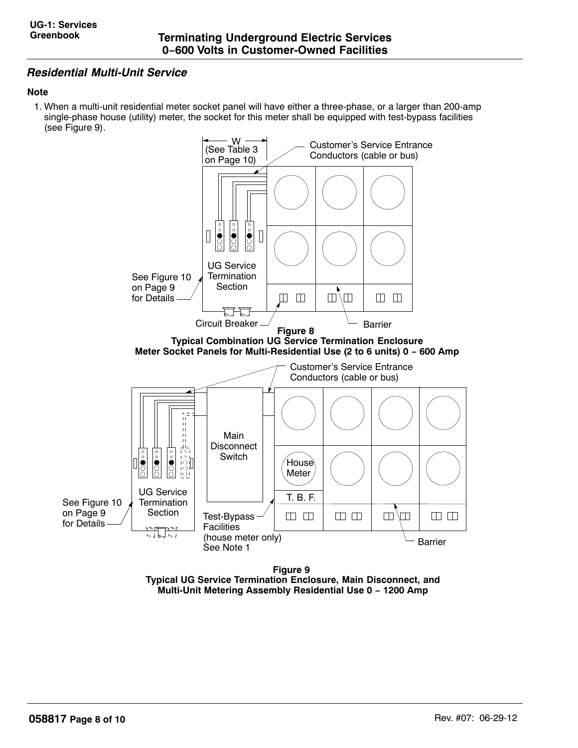## *Residential Multi-Unit Service*

**Note**

1. When a multi-unit residential meter socket panel will have either a three-phase, or a larger than 200-amp single-phase house (utility) meter, the socket for this meter shall be equipped with test-bypass facilities (see Figure 9).

W (See Table 3 on Page 10)

Customer's Service Entrance Conductors (cable or bus)

UG Service Termination Section

See Figure 10 on Page 9 for Details

Circuit Breaker

Barrier

**Figure 8**
**Typical Combination UG Service Termination Enclosure Meter Socket Panels for Multi-Residential Use (2 to 6 units) 0 – 600 Amp**

Customer's Service Entrance Conductors (cable or bus)

Main Disconnect Switch

House Meter

T. B. F.

UG Service Termination Section

See Figure 10 on Page 9 for Details

Test-Bypass Facilities (house meter only) See Note 1

Barrier

**Figure 9**
**Typical UG Service Termination Enclosure, Main Disconnect, and Multi-Unit Metering Assembly Residential Use 0 – 1200 Amp**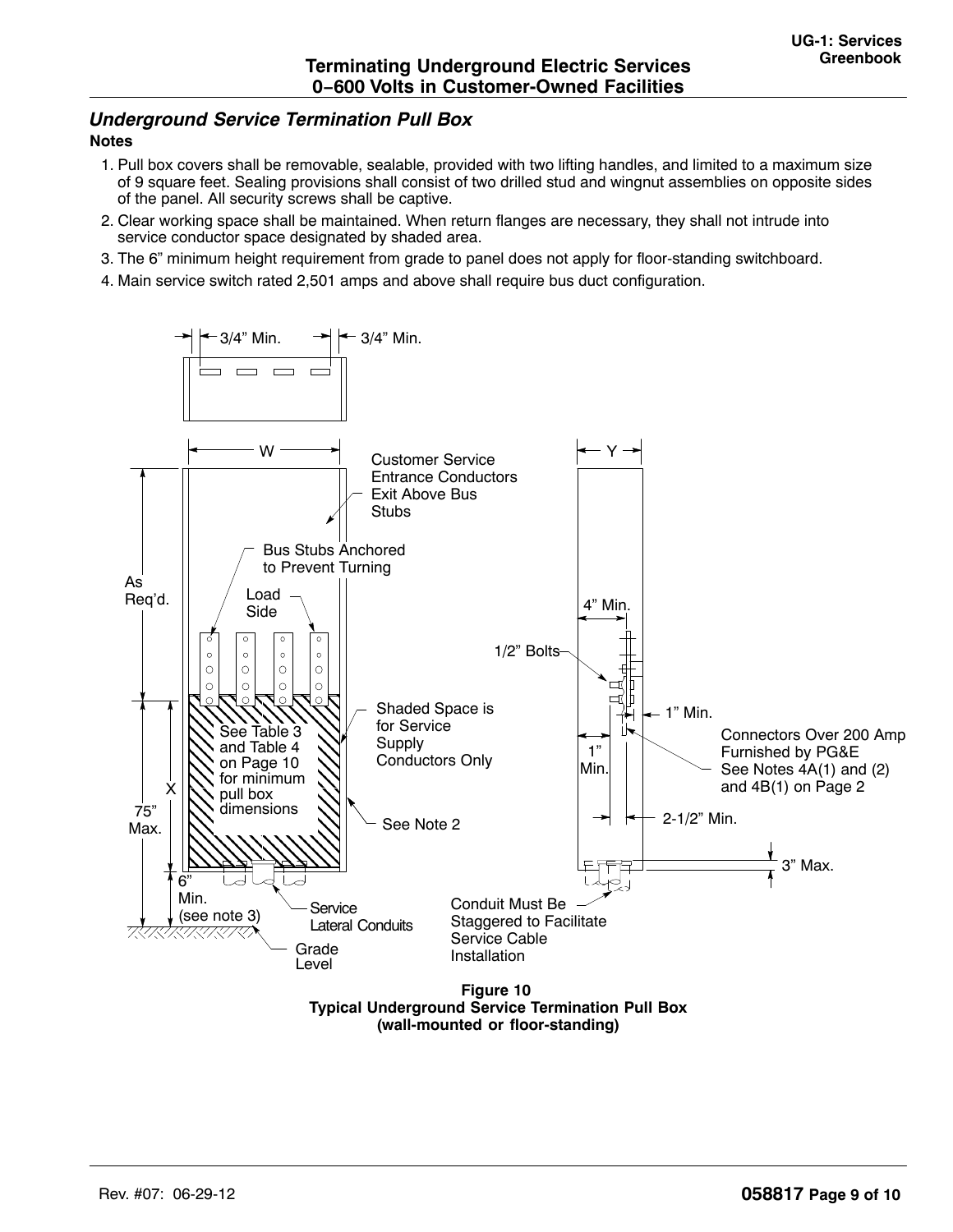## *Underground Service Termination Pull Box*

**Notes**

1. Pull box covers shall be removable, sealable, provided with two lifting handles, and limited to a maximum size of 9 square feet. Sealing provisions shall consist of two drilled stud and wingnut assemblies on opposite sides of the panel. All security screws shall be captive.
2. Clear working space shall be maintained. When return flanges are necessary, they shall not intrude into service conductor space designated by shaded area.
3. The 6" minimum height requirement from grade to panel does not apply for floor-standing switchboard.
4. Main service switch rated 2,501 amps and above shall require bus duct configuration.

3/4" Min. 3/4" Min.

W

Y

Customer Service Entrance Conductors Exit Above Bus Stubs

Bus Stubs Anchored to Prevent Turning

Load Side

As Req'd.

4" Min.

1/2" Bolts

1" Min.

Shaded Space is for Service Supply Conductors Only

See Table 3 and Table 4 on Page 10 for minimum pull box dimensions

X

75" Max.

See Note 2

1" Min.

Connectors Over 200 Amp Furnished by PG&E See Notes 4A(1) and (2) and 4B(1) on Page 2

2-1/2" Min.

3" Max.

6" Min. (see note 3)

Service Lateral Conduits

Grade Level

Conduit Must Be Staggered to Facilitate Service Cable Installation

**Figure 10**
**Typical Underground Service Termination Pull Box (wall-mounted or floor-standing)**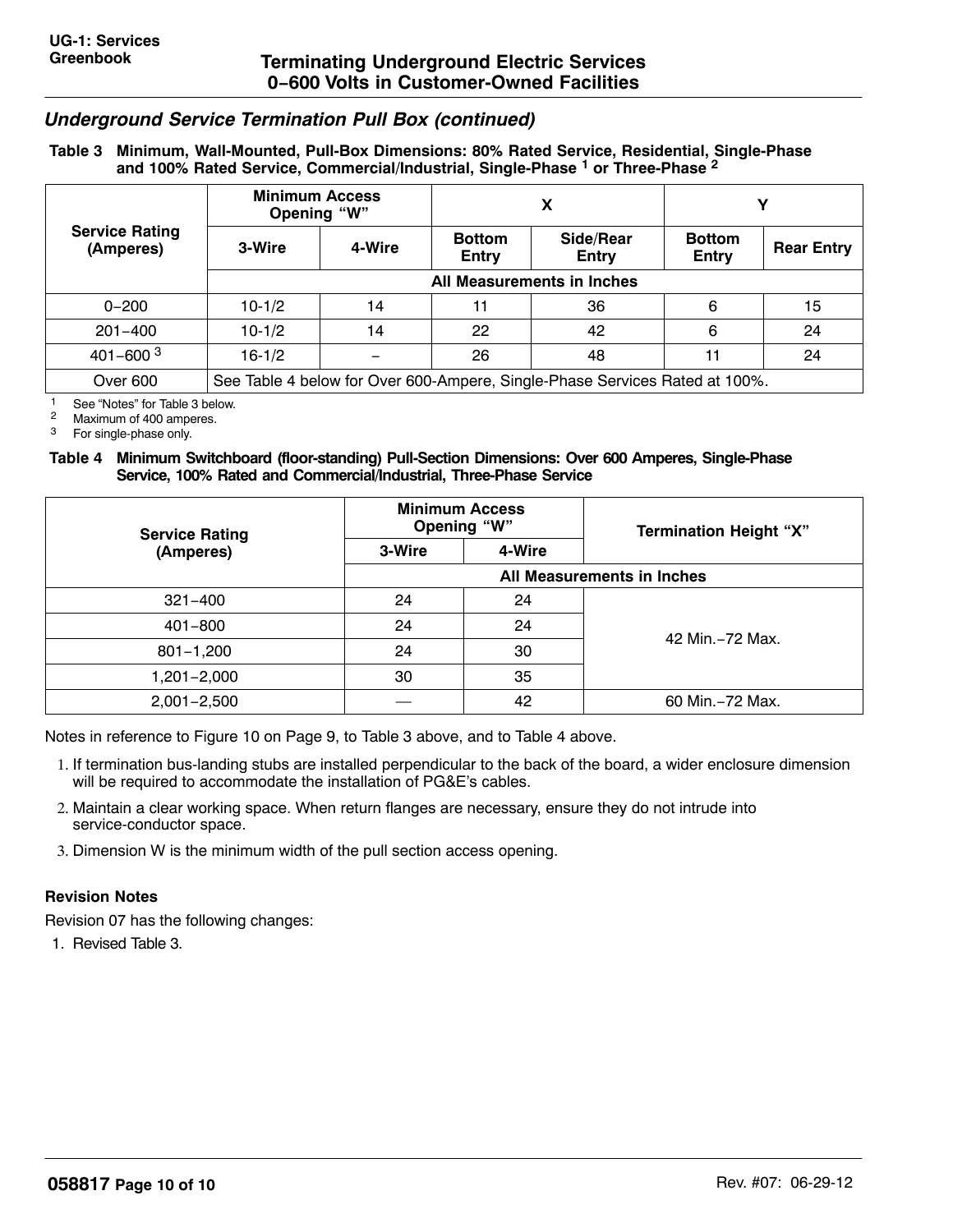## *Underground Service Termination Pull Box (continued)*

**Table 3 Minimum, Wall-Mounted, Pull-Box Dimensions: 80% Rated Service, Residential, Single-Phase and 100% Rated Service, Commercial/Industrial, Single-Phase [1] or Three-Phase [2]**

| Service Rating (Amperes) | Minimum Access Opening "W" | | X | | Y | |
|---|---|---|---|---|---|---|
| | 3-Wire | 4-Wire | Bottom Entry | Side/Rear Entry | Bottom Entry | Rear Entry |
| | All Measurements in Inches | | | | | |
| 0–200 | 10-1/2 | 14 | 11 | 36 | 6 | 15 |
| 201–400 | 10-1/2 | 14 | 22 | 42 | 6 | 24 |
| 401–600 [3] | 16-1/2 | – | 26 | 48 | 11 | 24 |
| Over 600 | See Table 4 below for Over 600-Ampere, Single-Phase Services Rated at 100%. | | | | | |

[1] See "Notes" for Table 3 below.
[2] Maximum of 400 amperes.
[3] For single-phase only.

**Table 4 Minimum Switchboard (floor-standing) Pull-Section Dimensions: Over 600 Amperes, Single-Phase Service, 100% Rated and Commercial/Industrial, Three-Phase Service**

| Service Rating (Amperes) | Minimum Access Opening "W" | | Termination Height "X" |
|---|---|---|---|
| | 3-Wire | 4-Wire | |
| | All Measurements in Inches | | |
| 321–400 | 24 | 24 | 42 Min.–72 Max. |
| 401–800 | 24 | 24 | |
| 801–1,200 | 24 | 30 | |
| 1,201–2,000 | 30 | 35 | |
| 2,001–2,500 | — | 42 | 60 Min.–72 Max. |

Notes in reference to Figure 10 on Page 9, to Table 3 above, and to Table 4 above.

1. If termination bus-landing stubs are installed perpendicular to the back of the board, a wider enclosure dimension will be required to accommodate the installation of PG&E's cables.
2. Maintain a clear working space. When return flanges are necessary, ensure they do not intrude into service-conductor space.
3. Dimension W is the minimum width of the pull section access opening.

### Revision Notes

Revision 07 has the following changes:

1. Revised Table 3.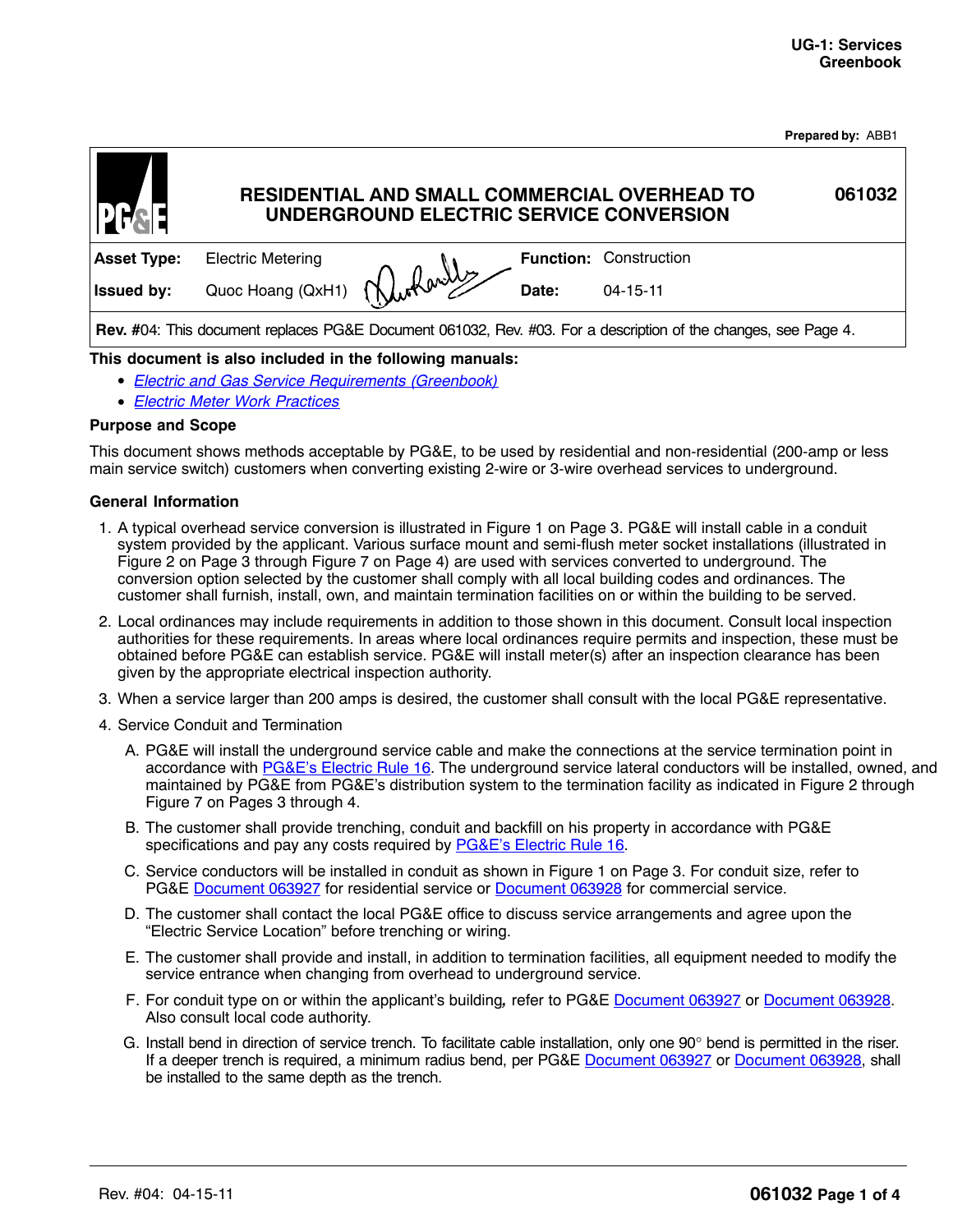# RESIDENTIAL AND SMALL COMMERCIAL OVERHEAD TO UNDERGROUND ELECTRIC SERVICE CONVERSION

**061032**

Prepared by: ABB1

| | | | |
|---|---|---|---|
| **Asset Type:** | Electric Metering | **Function:** | Construction |
| **Issued by:** | Quoc Hoang (QxH1) | **Date:** | 04-15-11 |

**Rev. #**04: This document replaces PG&E Document 061032, Rev. #03. For a description of the changes, see Page 4.

**This document is also included in the following manuals:**

- *Electric and Gas Service Requirements (Greenbook)*
- *Electric Meter Work Practices*

### Purpose and Scope

This document shows methods acceptable by PG&E, to be used by residential and non-residential (200-amp or less main service switch) customers when converting existing 2-wire or 3-wire overhead services to underground.

### General Information

1. A typical overhead service conversion is illustrated in Figure 1 on Page 3. PG&E will install cable in a conduit system provided by the applicant. Various surface mount and semi-flush meter socket installations (illustrated in Figure 2 on Page 3 through Figure 7 on Page 4) are used with services converted to underground. The conversion option selected by the customer shall comply with all local building codes and ordinances. The customer shall furnish, install, own, and maintain termination facilities on or within the building to be served.
2. Local ordinances may include requirements in addition to those shown in this document. Consult local inspection authorities for these requirements. In areas where local ordinances require permits and inspection, these must be obtained before PG&E can establish service. PG&E will install meter(s) after an inspection clearance has been given by the appropriate electrical inspection authority.
3. When a service larger than 200 amps is desired, the customer shall consult with the local PG&E representative.
4. Service Conduit and Termination
   - A. PG&E will install the underground service cable and make the connections at the service termination point in accordance with PG&E's Electric Rule 16. The underground service lateral conductors will be installed, owned, and maintained by PG&E from PG&E's distribution system to the termination facility as indicated in Figure 2 through Figure 7 on Pages 3 through 4.
   - B. The customer shall provide trenching, conduit and backfill on his property in accordance with PG&E specifications and pay any costs required by PG&E's Electric Rule 16.
   - C. Service conductors will be installed in conduit as shown in Figure 1 on Page 3. For conduit size, refer to PG&E Document 063927 for residential service or Document 063928 for commercial service.
   - D. The customer shall contact the local PG&E office to discuss service arrangements and agree upon the "Electric Service Location" before trenching or wiring.
   - E. The customer shall provide and install, in addition to termination facilities, all equipment needed to modify the service entrance when changing from overhead to underground service.
   - F. For conduit type on or within the applicant's building*,* refer to PG&E Document 063927 or Document 063928. Also consult local code authority.
   - G. Install bend in direction of service trench. To facilitate cable installation, only one 90° bend is permitted in the riser. If a deeper trench is required, a minimum radius bend, per PG&E Document 063927 or Document 063928, shall be installed to the same depth as the trench.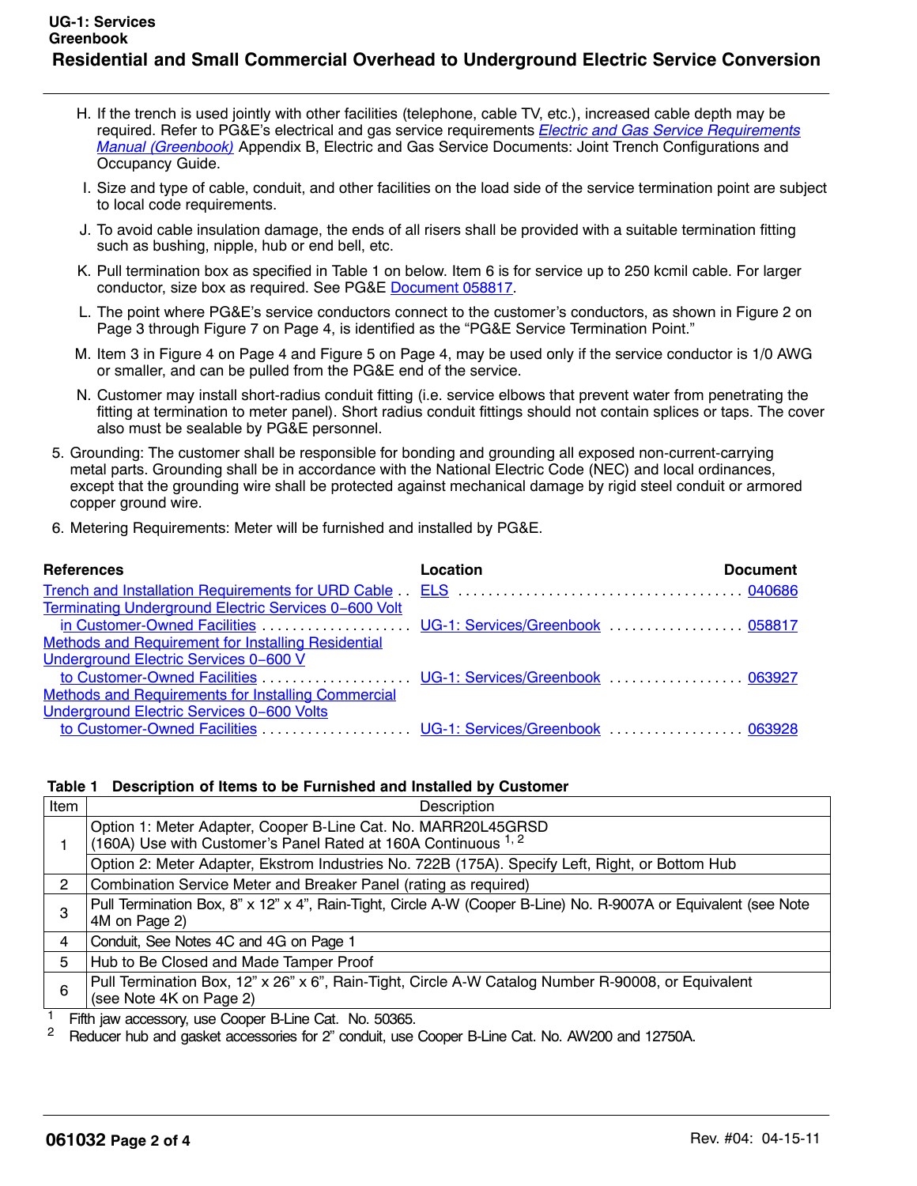H. If the trench is used jointly with other facilities (telephone, cable TV, etc.), increased cable depth may be required. Refer to PG&E's electrical and gas service requirements *Electric and Gas Service Requirements Manual (Greenbook)* Appendix B, Electric and Gas Service Documents: Joint Trench Configurations and Occupancy Guide.

I. Size and type of cable, conduit, and other facilities on the load side of the service termination point are subject to local code requirements.

J. To avoid cable insulation damage, the ends of all risers shall be provided with a suitable termination fitting such as bushing, nipple, hub or end bell, etc.

K. Pull termination box as specified in Table 1 on below. Item 6 is for service up to 250 kcmil cable. For larger conductor, size box as required. See PG&E Document 058817.

L. The point where PG&E's service conductors connect to the customer's conductors, as shown in Figure 2 on Page 3 through Figure 7 on Page 4, is identified as the "PG&E Service Termination Point."

M. Item 3 in Figure 4 on Page 4 and Figure 5 on Page 4, may be used only if the service conductor is 1/0 AWG or smaller, and can be pulled from the PG&E end of the service.

N. Customer may install short-radius conduit fitting (i.e. service elbows that prevent water from penetrating the fitting at termination to meter panel). Short radius conduit fittings should not contain splices or taps. The cover also must be sealable by PG&E personnel.

5. Grounding: The customer shall be responsible for bonding and grounding all exposed non-current-carrying metal parts. Grounding shall be in accordance with the National Electric Code (NEC) and local ordinances, except that the grounding wire shall be protected against mechanical damage by rigid steel conduit or armored copper ground wire.

6. Metering Requirements: Meter will be furnished and installed by PG&E.

| References | Location | Document |
|---|---|---|
| Trench and Installation Requirements for URD Cable | ELS | 040686 |
| Terminating Underground Electric Services 0−600 Volt in Customer-Owned Facilities | UG-1: Services/Greenbook | 058817 |
| Methods and Requirement for Installing Residential Underground Electric Services 0−600 V to Customer-Owned Facilities | UG-1: Services/Greenbook | 063927 |
| Methods and Requirements for Installing Commercial Underground Electric Services 0−600 Volts to Customer-Owned Facilities | UG-1: Services/Greenbook | 063928 |

**Table 1 Description of Items to be Furnished and Installed by Customer**

| Item | Description |
|---|---|
| 1 | Option 1: Meter Adapter, Cooper B-Line Cat. No. MARR20L45GRSD (160A) Use with Customer's Panel Rated at 160A Continuous [1, 2] |
| | Option 2: Meter Adapter, Ekstrom Industries No. 722B (175A). Specify Left, Right, or Bottom Hub |
| 2 | Combination Service Meter and Breaker Panel (rating as required) |
| 3 | Pull Termination Box, 8" x 12" x 4", Rain-Tight, Circle A-W (Cooper B-Line) No. R-9007A or Equivalent (see Note 4M on Page 2) |
| 4 | Conduit, See Notes 4C and 4G on Page 1 |
| 5 | Hub to Be Closed and Made Tamper Proof |
| 6 | Pull Termination Box, 12" x 26" x 6", Rain-Tight, Circle A-W Catalog Number R-90008, or Equivalent (see Note 4K on Page 2) |

[1] Fifth jaw accessory, use Cooper B-Line Cat. No. 50365.
[2] Reducer hub and gasket accessories for 2" conduit, use Cooper B-Line Cat. No. AW200 and 12750A.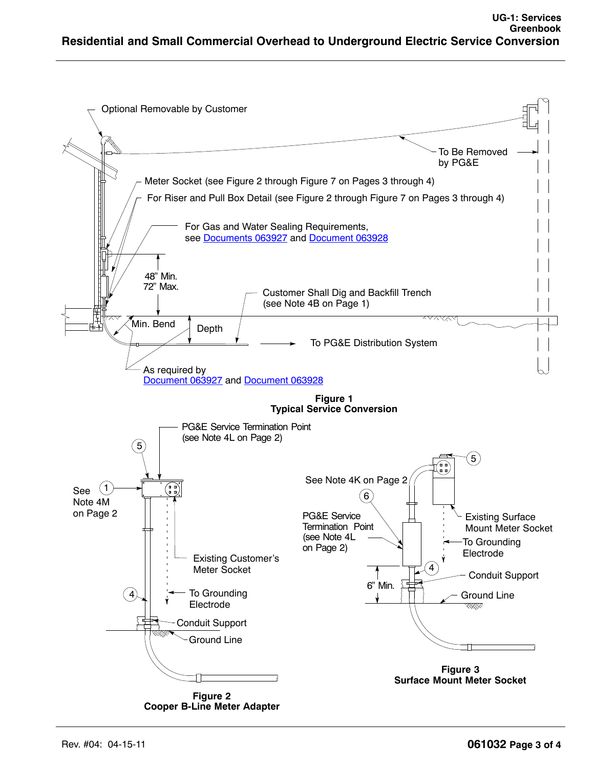Optional Removable by Customer

To Be Removed by PG&E

Meter Socket (see Figure 2 through Figure 7 on Pages 3 through 4)

For Riser and Pull Box Detail (see Figure 2 through Figure 7 on Pages 3 through 4)

For Gas and Water Sealing Requirements, see Documents 063927 and Document 063928

48" Min.
72" Max.

Customer Shall Dig and Backfill Trench (see Note 4B on Page 1)

Min. Bend

Depth

To PG&E Distribution System

As required by Document 063927 and Document 063928

**Figure 1**
**Typical Service Conversion**

PG&E Service Termination Point (see Note 4L on Page 2)

5

See ① Note 4M on Page 2

Existing Customer's Meter Socket

4

To Grounding Electrode

Conduit Support

Ground Line

**Figure 2**
**Cooper B-Line Meter Adapter**

5

See Note 4K on Page 2

6

PG&E Service Termination Point (see Note 4L on Page 2)

Existing Surface Mount Meter Socket

To Grounding Electrode

4

6" Min.

Conduit Support

Ground Line

**Figure 3**
**Surface Mount Meter Socket**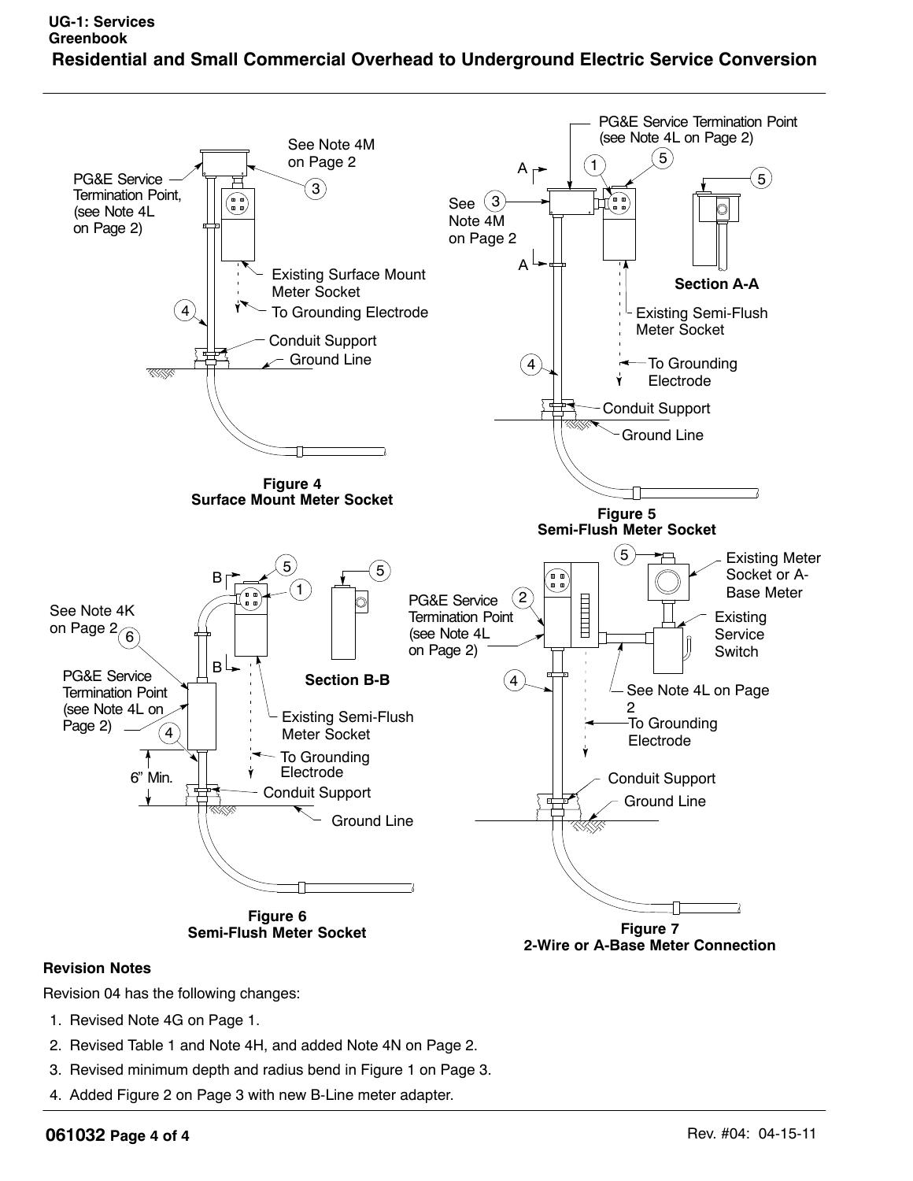Figure 4
Surface Mount Meter Socket

Figure 5
Semi-Flush Meter Socket

Figure 6
Semi-Flush Meter Socket

Figure 7
2-Wire or A-Base Meter Connection

**Revision Notes**

Revision 04 has the following changes:

1. Revised Note 4G on Page 1.
2. Revised Table 1 and Note 4H, and added Note 4N on Page 2.
3. Revised minimum depth and radius bend in Figure 1 on Page 3.
4. Added Figure 2 on Page 3 with new B-Line meter adapter.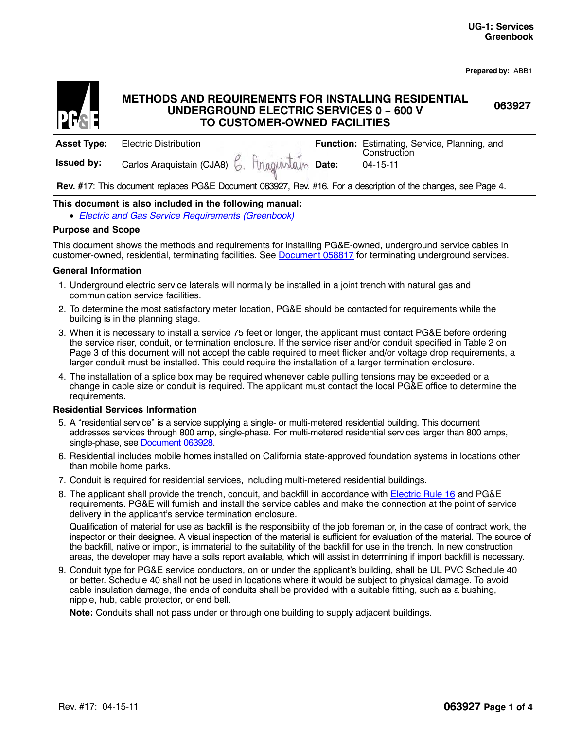# METHODS AND REQUIREMENTS FOR INSTALLING RESIDENTIAL UNDERGROUND ELECTRIC SERVICES 0 – 600 V TO CUSTOMER-OWNED FACILITIES

**063927**

| | | | |
|---|---|---|---|
| **Asset Type:** | Electric Distribution | **Function:** | Estimating, Service, Planning, and Construction |
| **Issued by:** | Carlos Araquistain (CJA8) | **Date:** | 04-15-11 |

**Rev. #**17: This document replaces PG&E Document 063927, Rev. #16. For a description of the changes, see Page 4.

**This document is also included in the following manual:**

- *Electric and Gas Service Requirements (Greenbook)*

**Purpose and Scope**

This document shows the methods and requirements for installing PG&E-owned, underground service cables in customer-owned, residential, terminating facilities. See Document 058817 for terminating underground services.

**General Information**

1. Underground electric service laterals will normally be installed in a joint trench with natural gas and communication service facilities.
2. To determine the most satisfactory meter location, PG&E should be contacted for requirements while the building is in the planning stage.
3. When it is necessary to install a service 75 feet or longer, the applicant must contact PG&E before ordering the service riser, conduit, or termination enclosure. If the service riser and/or conduit specified in Table 2 on Page 3 of this document will not accept the cable required to meet flicker and/or voltage drop requirements, a larger conduit must be installed. This could require the installation of a larger termination enclosure.
4. The installation of a splice box may be required whenever cable pulling tensions may be exceeded or a change in cable size or conduit is required. The applicant must contact the local PG&E office to determine the requirements.

**Residential Services Information**

5. A “residential service” is a service supplying a single- or multi-metered residential building. This document addresses services through 800 amp, single-phase. For multi-metered residential services larger than 800 amps, single-phase, see Document 063928.
6. Residential includes mobile homes installed on California state-approved foundation systems in locations other than mobile home parks.
7. Conduit is required for residential services, including multi-metered residential buildings.
8. The applicant shall provide the trench, conduit, and backfill in accordance with Electric Rule 16 and PG&E requirements. PG&E will furnish and install the service cables and make the connection at the point of service delivery in the applicant’s service termination enclosure.

   Qualification of material for use as backfill is the responsibility of the job foreman or, in the case of contract work, the inspector or their designee. A visual inspection of the material is sufficient for evaluation of the material. The source of the backfill, native or import, is immaterial to the suitability of the backfill for use in the trench. In new construction areas, the developer may have a soils report available, which will assist in determining if import backfill is necessary.
9. Conduit type for PG&E service conductors, on or under the applicant’s building, shall be UL PVC Schedule 40 or better. Schedule 40 shall not be used in locations where it would be subject to physical damage. To avoid cable insulation damage, the ends of conduits shall be provided with a suitable fitting, such as a bushing, nipple, hub, cable protector, or end bell.

   **Note:** Conduits shall not pass under or through one building to supply adjacent buildings.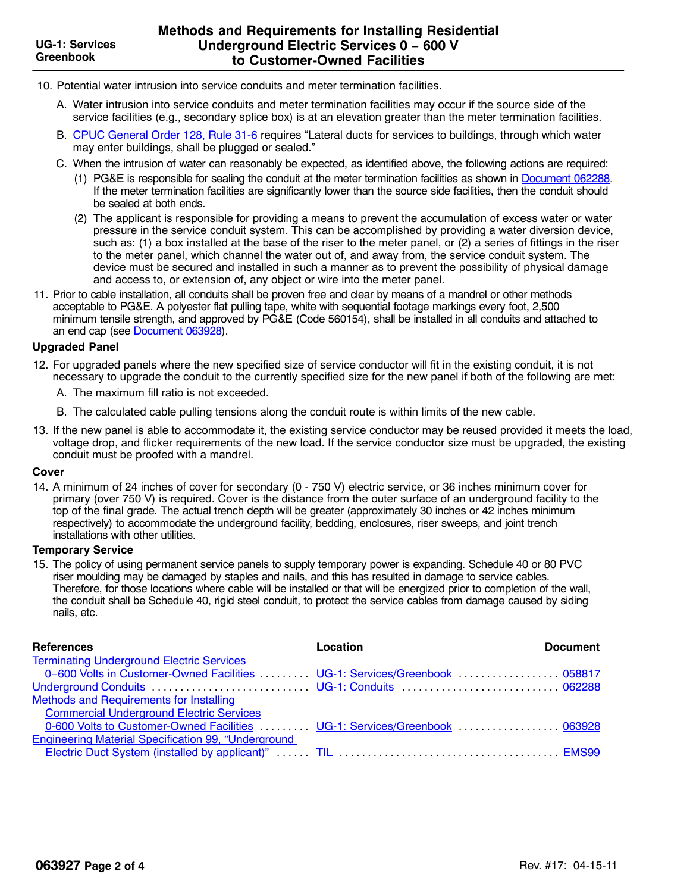10. Potential water intrusion into service conduits and meter termination facilities.

    A. Water intrusion into service conduits and meter termination facilities may occur if the source side of the service facilities (e.g., secondary splice box) is at an elevation greater than the meter termination facilities.

    B. CPUC General Order 128, Rule 31-6 requires "Lateral ducts for services to buildings, through which water may enter buildings, shall be plugged or sealed."

    C. When the intrusion of water can reasonably be expected, as identified above, the following actions are required:

       (1) PG&E is responsible for sealing the conduit at the meter termination facilities as shown in Document 062288. If the meter termination facilities are significantly lower than the source side facilities, then the conduit should be sealed at both ends.

       (2) The applicant is responsible for providing a means to prevent the accumulation of excess water or water pressure in the service conduit system. This can be accomplished by providing a water diversion device, such as: (1) a box installed at the base of the riser to the meter panel, or (2) a series of fittings in the riser to the meter panel, which channel the water out of, and away from, the service conduit system. The device must be secured and installed in such a manner as to prevent the possibility of physical damage and access to, or extension of, any object or wire into the meter panel.

11. Prior to cable installation, all conduits shall be proven free and clear by means of a mandrel or other methods acceptable to PG&E. A polyester flat pulling tape, white with sequential footage markings every foot, 2,500 minimum tensile strength, and approved by PG&E (Code 560154), shall be installed in all conduits and attached to an end cap (see Document 063928).

### Upgraded Panel

12. For upgraded panels where the new specified size of service conductor will fit in the existing conduit, it is not necessary to upgrade the conduit to the currently specified size for the new panel if both of the following are met:

    A. The maximum fill ratio is not exceeded.

    B. The calculated cable pulling tensions along the conduit route is within limits of the new cable.

13. If the new panel is able to accommodate it, the existing service conductor may be reused provided it meets the load, voltage drop, and flicker requirements of the new load. If the service conductor size must be upgraded, the existing conduit must be proofed with a mandrel.

### Cover

14. A minimum of 24 inches of cover for secondary (0 - 750 V) electric service, or 36 inches minimum cover for primary (over 750 V) is required. Cover is the distance from the outer surface of an underground facility to the top of the final grade. The actual trench depth will be greater (approximately 30 inches or 42 inches minimum respectively) to accommodate the underground facility, bedding, enclosures, riser sweeps, and joint trench installations with other utilities.

### Temporary Service

15. The policy of using permanent service panels to supply temporary power is expanding. Schedule 40 or 80 PVC riser moulding may be damaged by staples and nails, and this has resulted in damage to service cables. Therefore, for those locations where cable will be installed or that will be energized prior to completion of the wall, the conduit shall be Schedule 40, rigid steel conduit, to protect the service cables from damage caused by siding nails, etc.

| References | Location | Document |
|---|---|---|
| Terminating Underground Electric Services 0–600 Volts in Customer-Owned Facilities | UG-1: Services/Greenbook | 058817 |
| Underground Conduits | UG-1: Conduits | 062288 |
| Methods and Requirements for Installing Commercial Underground Electric Services 0-600 Volts to Customer-Owned Facilities | UG-1: Services/Greenbook | 063928 |
| Engineering Material Specification 99, "Underground Electric Duct System (installed by applicant)" | TIL | EMS99 |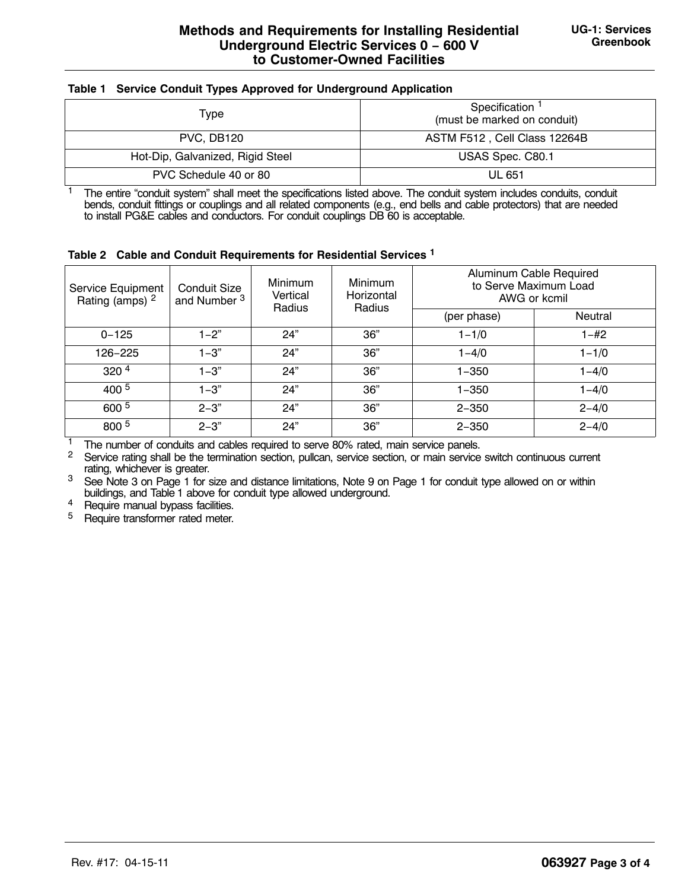**Table 1 Service Conduit Types Approved for Underground Application**

| Type | Specification [1] (must be marked on conduit) |
|---|---|
| PVC, DB120 | ASTM F512 , Cell Class 12264B |
| Hot-Dip, Galvanized, Rigid Steel | USAS Spec. C80.1 |
| PVC Schedule 40 or 80 | UL 651 |

[1] The entire “conduit system” shall meet the specifications listed above. The conduit system includes conduits, conduit bends, conduit fittings or couplings and all related components (e.g., end bells and cable protectors) that are needed to install PG&E cables and conductors. For conduit couplings DB 60 is acceptable.

**Table 2 Cable and Conduit Requirements for Residential Services [1]**

| Service Equipment Rating (amps) [2] | Conduit Size and Number [3] | Minimum Vertical Radius | Minimum Horizontal Radius | Aluminum Cable Required to Serve Maximum Load AWG or kcmil | |
|---|---|---|---|---|---|
| | | | | (per phase) | Neutral |
| 0−125 | 1−2” | 24” | 36” | 1−1/0 | 1−#2 |
| 126−225 | 1−3” | 24” | 36” | 1−4/0 | 1−1/0 |
| 320 [4] | 1−3” | 24” | 36” | 1−350 | 1−4/0 |
| 400 [5] | 1−3” | 24” | 36” | 1−350 | 1−4/0 |
| 600 [5] | 2−3” | 24” | 36” | 2−350 | 2−4/0 |
| 800 [5] | 2−3” | 24” | 36” | 2−350 | 2−4/0 |

[1] The number of conduits and cables required to serve 80% rated, main service panels.

[2] Service rating shall be the termination section, pullcan, service section, or main service switch continuous current rating, whichever is greater.

[3] See Note 3 on Page 1 for size and distance limitations, Note 9 on Page 1 for conduit type allowed on or within buildings, and Table 1 above for conduit type allowed underground.

[4] Require manual bypass facilities.

[5] Require transformer rated meter.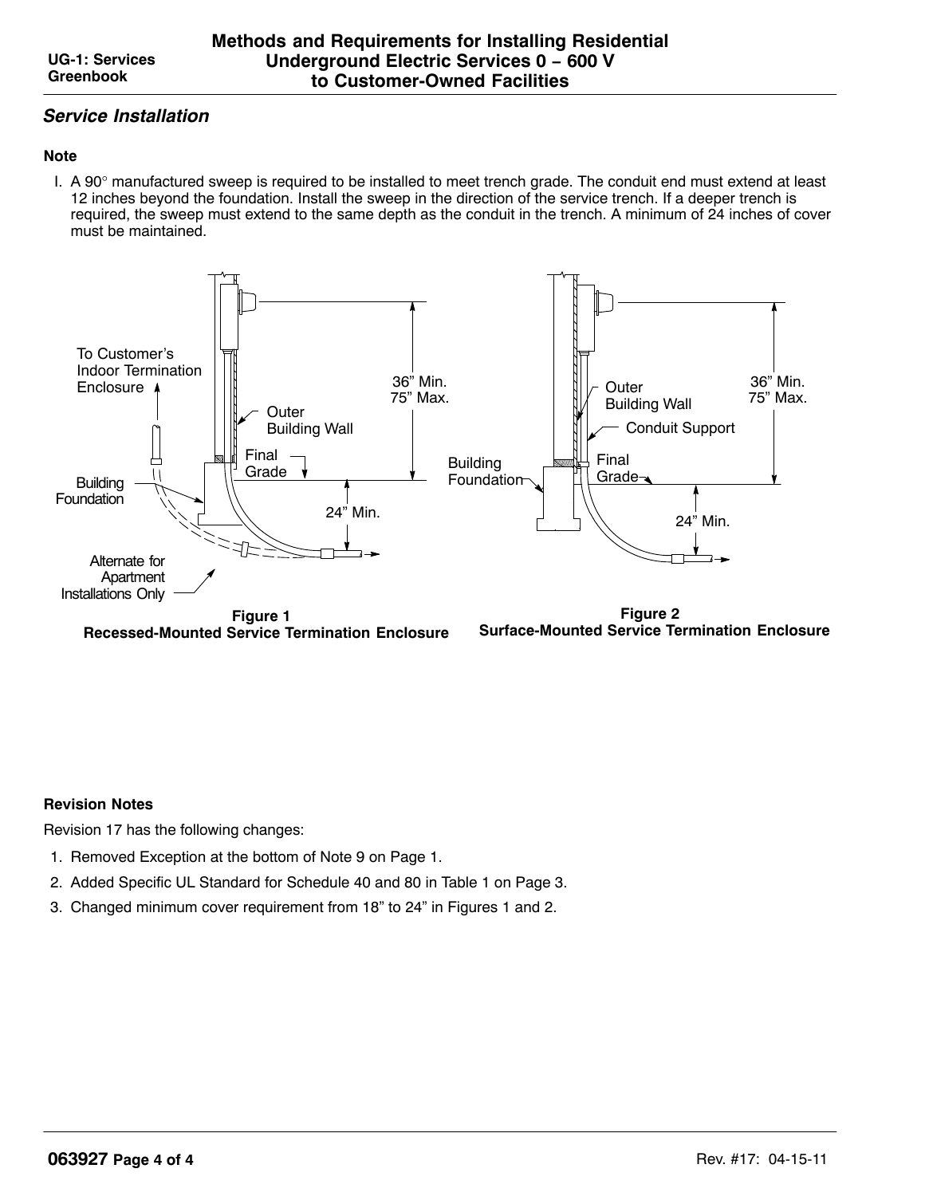## *Service Installation*

**Note**

I. A 90° manufactured sweep is required to be installed to meet trench grade. The conduit end must extend at least 12 inches beyond the foundation. Install the sweep in the direction of the service trench. If a deeper trench is required, the sweep must extend to the same depth as the conduit in the trench. A minimum of 24 inches of cover must be maintained.

To Customer's Indoor Termination Enclosure

36" Min.
75" Max.

Outer Building Wall

Final Grade

Building Foundation

24" Min.

Alternate for Apartment Installations Only

**Figure 1**
**Recessed-Mounted Service Termination Enclosure**

Outer Building Wall

36" Min.
75" Max.

Conduit Support

Building Foundation

Final Grade

24" Min.

**Figure 2**
**Surface-Mounted Service Termination Enclosure**

**Revision Notes**

Revision 17 has the following changes:

1. Removed Exception at the bottom of Note 9 on Page 1.
2. Added Specific UL Standard for Schedule 40 and 80 in Table 1 on Page 3.
3. Changed minimum cover requirement from 18" to 24" in Figures 1 and 2.